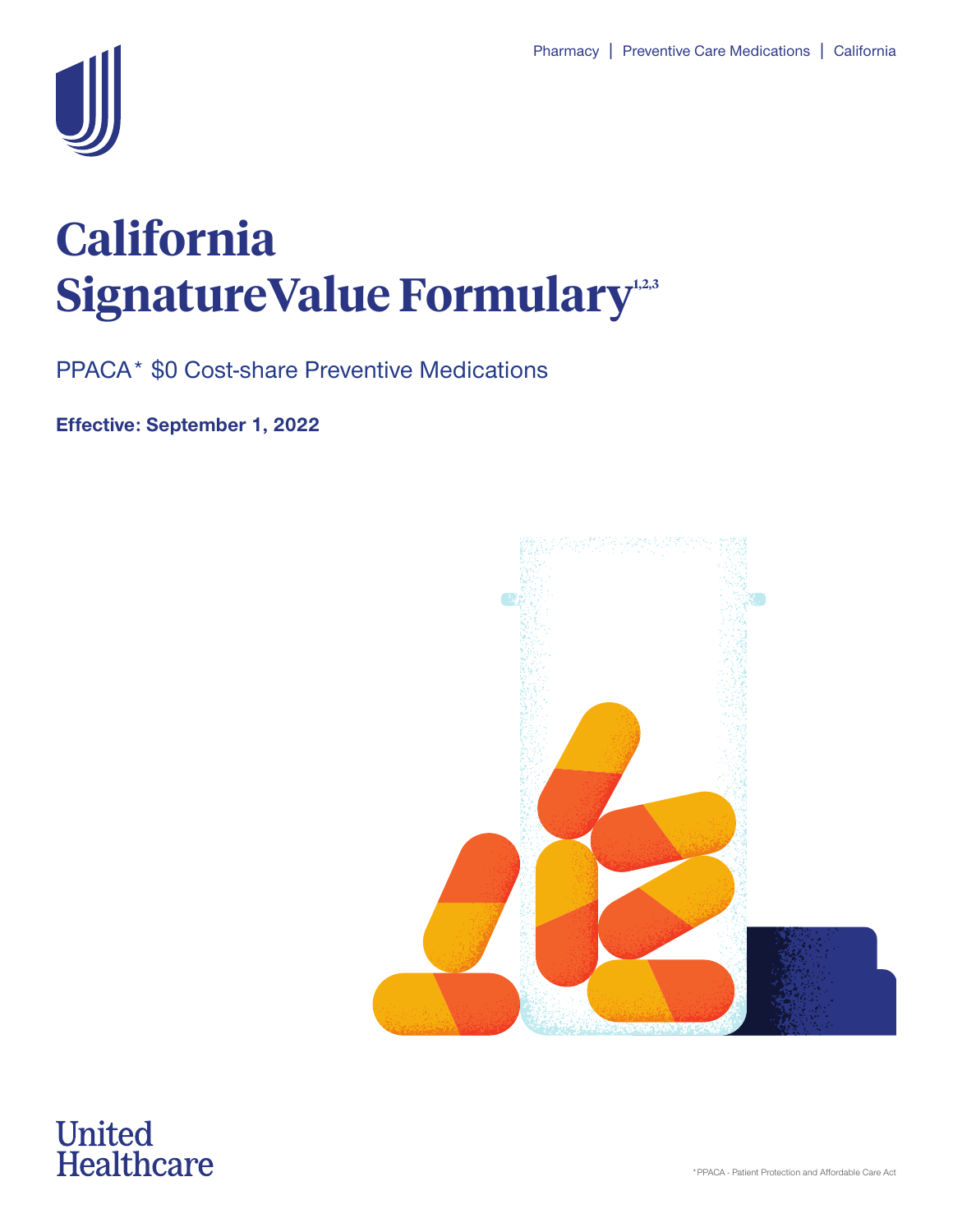Pharmacy | Preventive Care Medications | California

# California SignatureValue Formulary[1,2,3]

PPACA* $0 Cost-share Preventive Medications

**Effective: September 1, 2022**

United Healthcare

*PPACA - Patient Protection and Affordable Care Act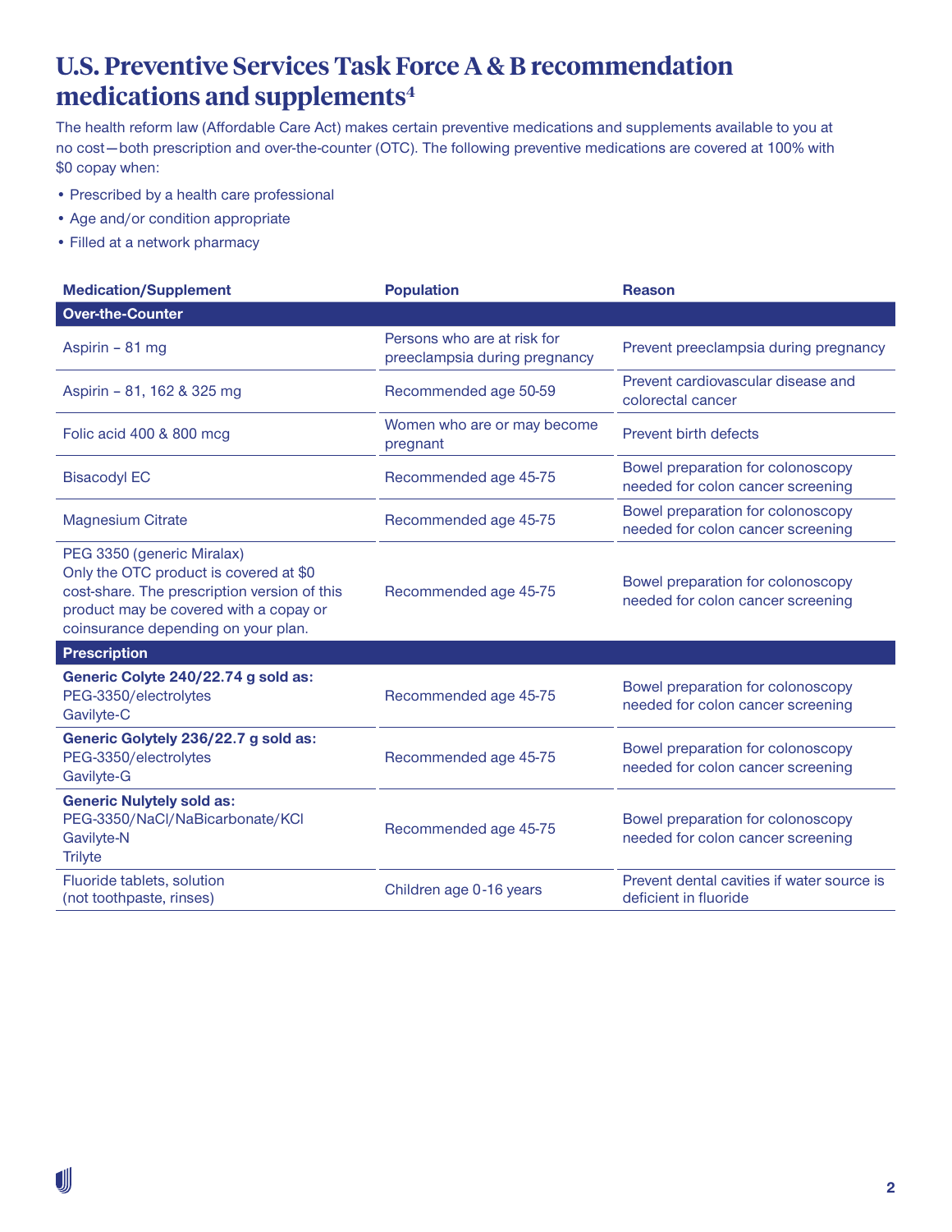# U.S. Preventive Services Task Force A & B recommendation medications and supplements[4]

The health reform law (Affordable Care Act) makes certain preventive medications and supplements available to you at no cost—both prescription and over-the-counter (OTC). The following preventive medications are covered at 100% with $0 copay when:

- Prescribed by a health care professional
- Age and/or condition appropriate
- Filled at a network pharmacy

| Medication/Supplement | Population | Reason |
|---|---|---|
| **Over-the-Counter** | | |
| Aspirin – 81 mg | Persons who are at risk for preeclampsia during pregnancy | Prevent preeclampsia during pregnancy |
| Aspirin – 81, 162 & 325 mg | Recommended age 50-59 | Prevent cardiovascular disease and colorectal cancer |
| Folic acid 400 & 800 mcg | Women who are or may become pregnant | Prevent birth defects |
| Bisacodyl EC | Recommended age 45-75 | Bowel preparation for colonoscopy needed for colon cancer screening |
| Magnesium Citrate | Recommended age 45-75 | Bowel preparation for colonoscopy needed for colon cancer screening |
| PEG 3350 (generic Miralax) Only the OTC product is covered at $0 cost-share. The prescription version of this product may be covered with a copay or coinsurance depending on your plan. | Recommended age 45-75 | Bowel preparation for colonoscopy needed for colon cancer screening |
| **Prescription** | | |
| **Generic Colyte 240/22.74 g sold as:** PEG-3350/electrolytes Gavilyte-C | Recommended age 45-75 | Bowel preparation for colonoscopy needed for colon cancer screening |
| **Generic Golytely 236/22.7 g sold as:** PEG-3350/electrolytes Gavilyte-G | Recommended age 45-75 | Bowel preparation for colonoscopy needed for colon cancer screening |
| **Generic Nulytely sold as:** PEG-3350/NaCl/NaBicarbonate/KCl Gavilyte-N Trilyte | Recommended age 45-75 | Bowel preparation for colonoscopy needed for colon cancer screening |
| Fluoride tablets, solution (not toothpaste, rinses) | Children age 0-16 years | Prevent dental cavities if water source is deficient in fluoride |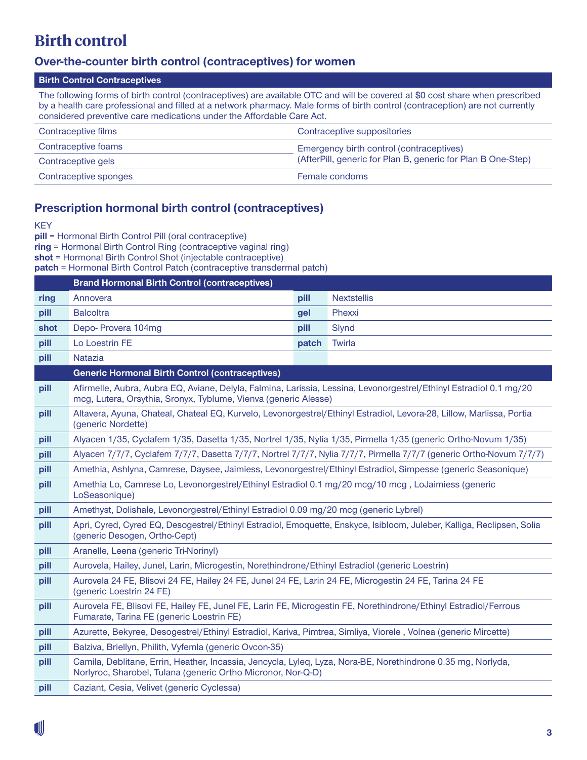# Birth control

## Over-the-counter birth control (contraceptives) for women

| Birth Control Contraceptives | |
|---|---|
| The following forms of birth control (contraceptives) are available OTC and will be covered at $0 cost share when prescribed by a health care professional and filled at a network pharmacy. Male forms of birth control (contraception) are not currently considered preventive care medications under the Affordable Care Act. | |
| Contraceptive films | Contraceptive suppositories |
| Contraceptive foams | Emergency birth control (contraceptives) (AfterPill, generic for Plan B, generic for Plan B One-Step) |
| Contraceptive gels | |
| Contraceptive sponges | Female condoms |

## Prescription hormonal birth control (contraceptives)

KEY
**pill** = Hormonal Birth Control Pill (oral contraceptive)
**ring** = Hormonal Birth Control Ring (contraceptive vaginal ring)
**shot** = Hormonal Birth Control Shot (injectable contraceptive)
**patch** = Hormonal Birth Control Patch (contraceptive transdermal patch)

| | Brand Hormonal Birth Control (contraceptives) | | |
|---|---|---|---|
| **ring** | Annovera | **pill** | Nextstellis |
| **pill** | Balcoltra | **gel** | Phexxi |
| **shot** | Depo- Provera 104mg | **pill** | Slynd |
| **pill** | Lo Loestrin FE | **patch** | Twirla |
| **pill** | Natazia | | |

| | Generic Hormonal Birth Control (contraceptives) |
|---|---|
| **pill** | Afirmelle, Aubra, Aubra EQ, Aviane, Delyla, Falmina, Larissia, Lessina, Levonorgestrel/Ethinyl Estradiol 0.1 mg/20 mcg, Lutera, Orsythia, Sronyx, Tyblume, Vienva (generic Alesse) |
| **pill** | Altavera, Ayuna, Chateal, Chateal EQ, Kurvelo, Levonorgestrel/Ethinyl Estradiol, Levora-28, Lillow, Marlissa, Portia (generic Nordette) |
| **pill** | Alyacen 1/35, Cyclafem 1/35, Dasetta 1/35, Nortrel 1/35, Nylia 1/35, Pirmella 1/35 (generic Ortho-Novum 1/35) |
| **pill** | Alyacen 7/7/7, Cyclafem 7/7/7, Dasetta 7/7/7, Nortrel 7/7/7, Nylia 7/7/7, Pirmella 7/7/7 (generic Ortho-Novum 7/7/7) |
| **pill** | Amethia, Ashlyna, Camrese, Daysee, Jaimiess, Levonorgestrel/Ethinyl Estradiol, Simpesse (generic Seasonique) |
| **pill** | Amethia Lo, Camrese Lo, Levonorgestrel/Ethinyl Estradiol 0.1 mg/20 mcg/10 mcg , LoJaimiess (generic LoSeasonique) |
| **pill** | Amethyst, Dolishale, Levonorgestrel/Ethinyl Estradiol 0.09 mg/20 mcg (generic Lybrel) |
| **pill** | Apri, Cyred, Cyred EQ, Desogestrel/Ethinyl Estradiol, Emoquette, Enskyce, Isibloom, Juleber, Kalliga, Reclipsen, Solia (generic Desogen, Ortho-Cept) |
| **pill** | Aranelle, Leena (generic Tri-Norinyl) |
| **pill** | Aurovela, Hailey, Junel, Larin, Microgestin, Norethindrone/Ethinyl Estradiol (generic Loestrin) |
| **pill** | Aurovela 24 FE, Blisovi 24 FE, Hailey 24 FE, Junel 24 FE, Larin 24 FE, Microgestin 24 FE, Tarina 24 FE (generic Loestrin 24 FE) |
| **pill** | Aurovela FE, Blisovi FE, Hailey FE, Junel FE, Larin FE, Microgestin FE, Norethindrone/Ethinyl Estradiol/Ferrous Fumarate, Tarina FE (generic Loestrin FE) |
| **pill** | Azurette, Bekyree, Desogestrel/Ethinyl Estradiol, Kariva, Pimtrea, Simliya, Viorele , Volnea (generic Mircette) |
| **pill** | Balziva, Briellyn, Philith, Vyfemla (generic Ovcon-35) |
| **pill** | Camila, Deblitane, Errin, Heather, Incassia, Jencycla, Lyleq, Lyza, Nora-BE, Norethindrone 0.35 mg, Norlyda, Norlyroc, Sharobel, Tulana (generic Ortho Micronor, Nor-Q-D) |
| **pill** | Caziant, Cesia, Velivet (generic Cyclessa) |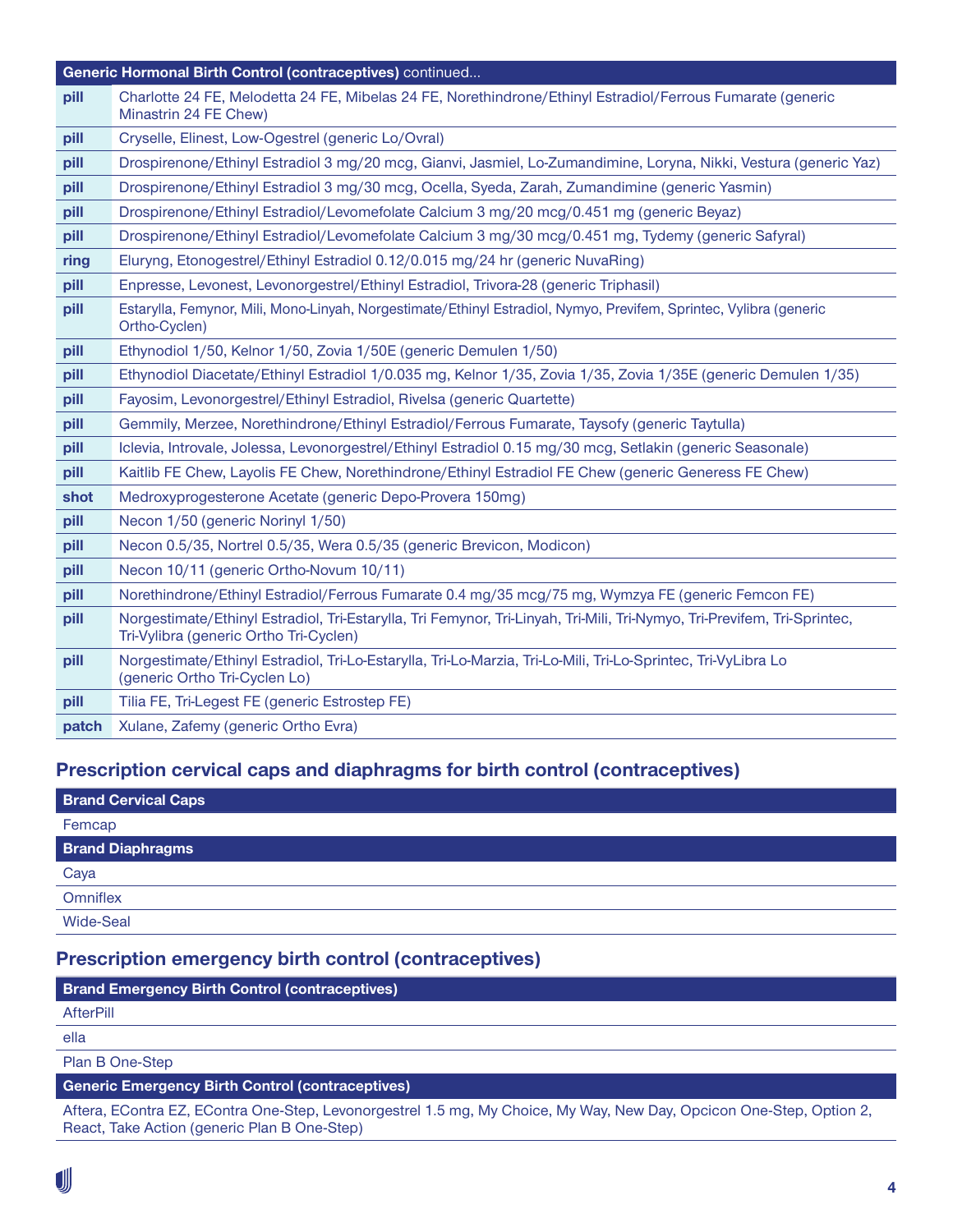| Generic Hormonal Birth Control (contraceptives) continued... | |
|---|---|
| pill | Charlotte 24 FE, Melodetta 24 FE, Mibelas 24 FE, Norethindrone/Ethinyl Estradiol/Ferrous Fumarate (generic Minastrin 24 FE Chew) |
| pill | Cryselle, Elinest, Low-Ogestrel (generic Lo/Ovral) |
| pill | Drospirenone/Ethinyl Estradiol 3 mg/20 mcg, Gianvi, Jasmiel, Lo-Zumandimine, Loryna, Nikki, Vestura (generic Yaz) |
| pill | Drospirenone/Ethinyl Estradiol 3 mg/30 mcg, Ocella, Syeda, Zarah, Zumandimine (generic Yasmin) |
| pill | Drospirenone/Ethinyl Estradiol/Levomefolate Calcium 3 mg/20 mcg/0.451 mg (generic Beyaz) |
| pill | Drospirenone/Ethinyl Estradiol/Levomefolate Calcium 3 mg/30 mcg/0.451 mg, Tydemy (generic Safyral) |
| ring | Eluryng, Etonogestrel/Ethinyl Estradiol 0.12/0.015 mg/24 hr (generic NuvaRing) |
| pill | Enpresse, Levonest, Levonorgestrel/Ethinyl Estradiol, Trivora-28 (generic Triphasil) |
| pill | Estarylla, Femynor, Mili, Mono-Linyah, Norgestimate/Ethinyl Estradiol, Nymyo, Previfem, Sprintec, Vylibra (generic Ortho-Cyclen) |
| pill | Ethynodiol 1/50, Kelnor 1/50, Zovia 1/50E (generic Demulen 1/50) |
| pill | Ethynodiol Diacetate/Ethinyl Estradiol 1/0.035 mg, Kelnor 1/35, Zovia 1/35, Zovia 1/35E (generic Demulen 1/35) |
| pill | Fayosim, Levonorgestrel/Ethinyl Estradiol, Rivelsa (generic Quartette) |
| pill | Gemmily, Merzee, Norethindrone/Ethinyl Estradiol/Ferrous Fumarate, Taysofy (generic Taytulla) |
| pill | Iclevia, Introvale, Jolessa, Levonorgestrel/Ethinyl Estradiol 0.15 mg/30 mcg, Setlakin (generic Seasonale) |
| pill | Kaitlib FE Chew, Layolis FE Chew, Norethindrone/Ethinyl Estradiol FE Chew (generic Generess FE Chew) |
| shot | Medroxyprogesterone Acetate (generic Depo-Provera 150mg) |
| pill | Necon 1/50 (generic Norinyl 1/50) |
| pill | Necon 0.5/35, Nortrel 0.5/35, Wera 0.5/35 (generic Brevicon, Modicon) |
| pill | Necon 10/11 (generic Ortho-Novum 10/11) |
| pill | Norethindrone/Ethinyl Estradiol/Ferrous Fumarate 0.4 mg/35 mcg/75 mg, Wymzya FE (generic Femcon FE) |
| pill | Norgestimate/Ethinyl Estradiol, Tri-Estarylla, Tri Femynor, Tri-Linyah, Tri-Mili, Tri-Nymyo, Tri-Previfem, Tri-Sprintec, Tri-Vylibra (generic Ortho Tri-Cyclen) |
| pill | Norgestimate/Ethinyl Estradiol, Tri-Lo-Estarylla, Tri-Lo-Marzia, Tri-Lo-Mili, Tri-Lo-Sprintec, Tri-VyLibra Lo (generic Ortho Tri-Cyclen Lo) |
| pill | Tilia FE, Tri-Legest FE (generic Estrostep FE) |
| patch | Xulane, Zafemy (generic Ortho Evra) |

## Prescription cervical caps and diaphragms for birth control (contraceptives)

| Brand Cervical Caps |
|---|
| Femcap |
| **Brand Diaphragms** |
| Caya |
| Omniflex |
| Wide-Seal |

## Prescription emergency birth control (contraceptives)

| Brand Emergency Birth Control (contraceptives) |
|---|
| AfterPill |
| ella |
| Plan B One-Step |
| **Generic Emergency Birth Control (contraceptives)** |
| Aftera, EContra EZ, EContra One-Step, Levonorgestrel 1.5 mg, My Choice, My Way, New Day, Opcicon One-Step, Option 2, React, Take Action (generic Plan B One-Step) |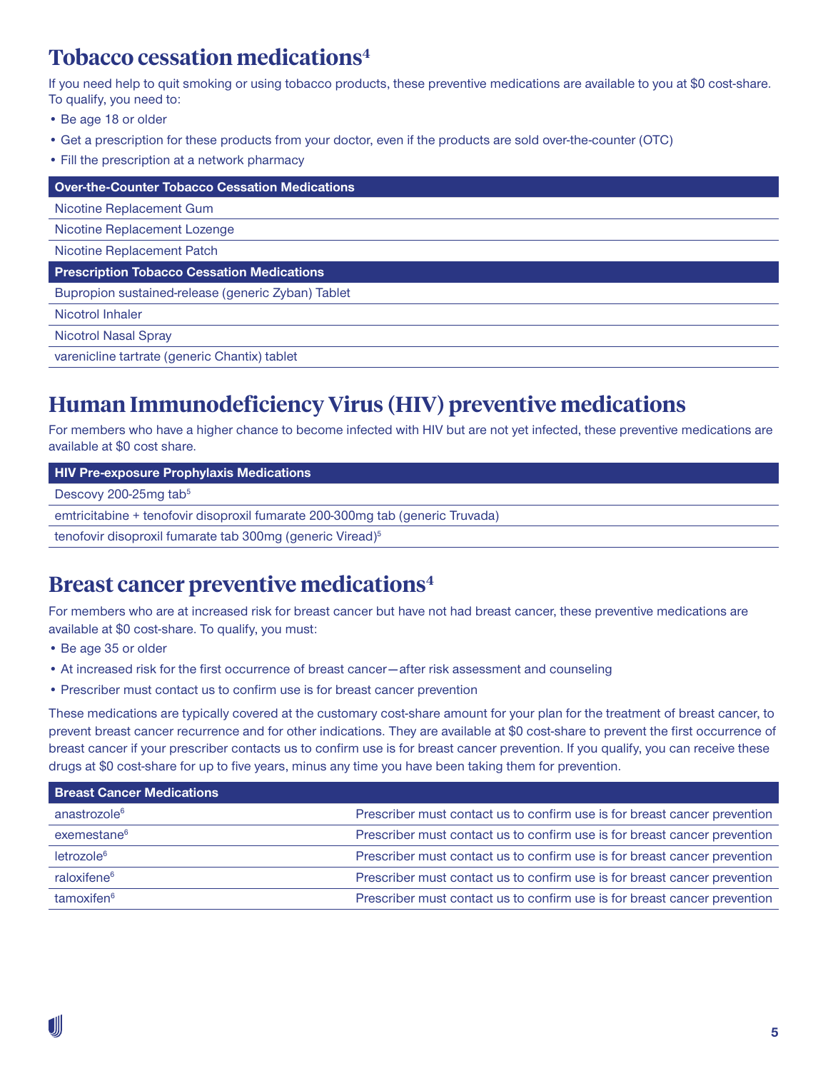## Tobacco cessation medications[4]

If you need help to quit smoking or using tobacco products, these preventive medications are available to you at $0 cost-share. To qualify, you need to:

- Be age 18 or older
- Get a prescription for these products from your doctor, even if the products are sold over-the-counter (OTC)
- Fill the prescription at a network pharmacy

| Over-the-Counter Tobacco Cessation Medications |
|---|
| Nicotine Replacement Gum |
| Nicotine Replacement Lozenge |
| Nicotine Replacement Patch |
| **Prescription Tobacco Cessation Medications** |
| Bupropion sustained-release (generic Zyban) Tablet |
| Nicotrol Inhaler |
| Nicotrol Nasal Spray |
| varenicline tartrate (generic Chantix) tablet |

## Human Immunodeficiency Virus (HIV) preventive medications

For members who have a higher chance to become infected with HIV but are not yet infected, these preventive medications are available at $0 cost share.

| HIV Pre-exposure Prophylaxis Medications |
|---|
| Descovy 200-25mg tab[5] |
| emtricitabine + tenofovir disoproxil fumarate 200-300mg tab (generic Truvada) |
| tenofovir disoproxil fumarate tab 300mg (generic Viread)[5] |

## Breast cancer preventive medications[4]

For members who are at increased risk for breast cancer but have not had breast cancer, these preventive medications are available at $0 cost-share. To qualify, you must:

- Be age 35 or older
- At increased risk for the first occurrence of breast cancer—after risk assessment and counseling
- Prescriber must contact us to confirm use is for breast cancer prevention

These medications are typically covered at the customary cost-share amount for your plan for the treatment of breast cancer, to prevent breast cancer recurrence and for other indications. They are available at $0 cost-share to prevent the first occurrence of breast cancer if your prescriber contacts us to confirm use is for breast cancer prevention. If you qualify, you can receive these drugs at $0 cost-share for up to five years, minus any time you have been taking them for prevention.

| Breast Cancer Medications | |
|---|---|
| anastrozole[6] | Prescriber must contact us to confirm use is for breast cancer prevention |
| exemestane[6] | Prescriber must contact us to confirm use is for breast cancer prevention |
| letrozole[6] | Prescriber must contact us to confirm use is for breast cancer prevention |
| raloxifene[6] | Prescriber must contact us to confirm use is for breast cancer prevention |
| tamoxifen[6] | Prescriber must contact us to confirm use is for breast cancer prevention |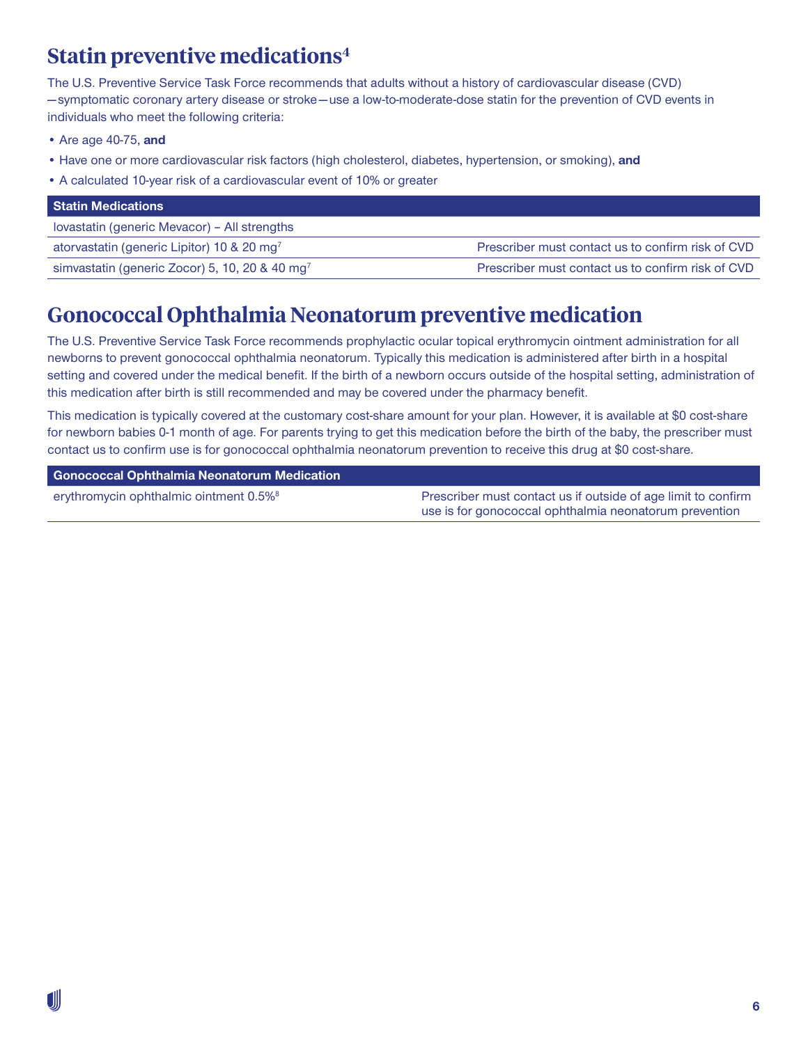## Statin preventive medications[4]

The U.S. Preventive Service Task Force recommends that adults without a history of cardiovascular disease (CVD) —symptomatic coronary artery disease or stroke—use a low-to-moderate-dose statin for the prevention of CVD events in individuals who meet the following criteria:

- Are age 40-75, **and**
- Have one or more cardiovascular risk factors (high cholesterol, diabetes, hypertension, or smoking), **and**
- A calculated 10-year risk of a cardiovascular event of 10% or greater

| Statin Medications | |
|---|---|
| lovastatin (generic Mevacor) – All strengths | |
| atorvastatin (generic Lipitor) 10 & 20 mg[7] | Prescriber must contact us to confirm risk of CVD |
| simvastatin (generic Zocor) 5, 10, 20 & 40 mg[7] | Prescriber must contact us to confirm risk of CVD |

## Gonococcal Ophthalmia Neonatorum preventive medication

The U.S. Preventive Service Task Force recommends prophylactic ocular topical erythromycin ointment administration for all newborns to prevent gonococcal ophthalmia neonatorum. Typically this medication is administered after birth in a hospital setting and covered under the medical benefit. If the birth of a newborn occurs outside of the hospital setting, administration of this medication after birth is still recommended and may be covered under the pharmacy benefit.

This medication is typically covered at the customary cost-share amount for your plan. However, it is available at $0 cost-share for newborn babies 0-1 month of age. For parents trying to get this medication before the birth of the baby, the prescriber must contact us to confirm use is for gonococcal ophthalmia neonatorum prevention to receive this drug at $0 cost-share.

| Gonococcal Ophthalmia Neonatorum Medication | |
|---|---|
| erythromycin ophthalmic ointment 0.5%[8] | Prescriber must contact us if outside of age limit to confirm use is for gonococcal ophthalmia neonatorum prevention |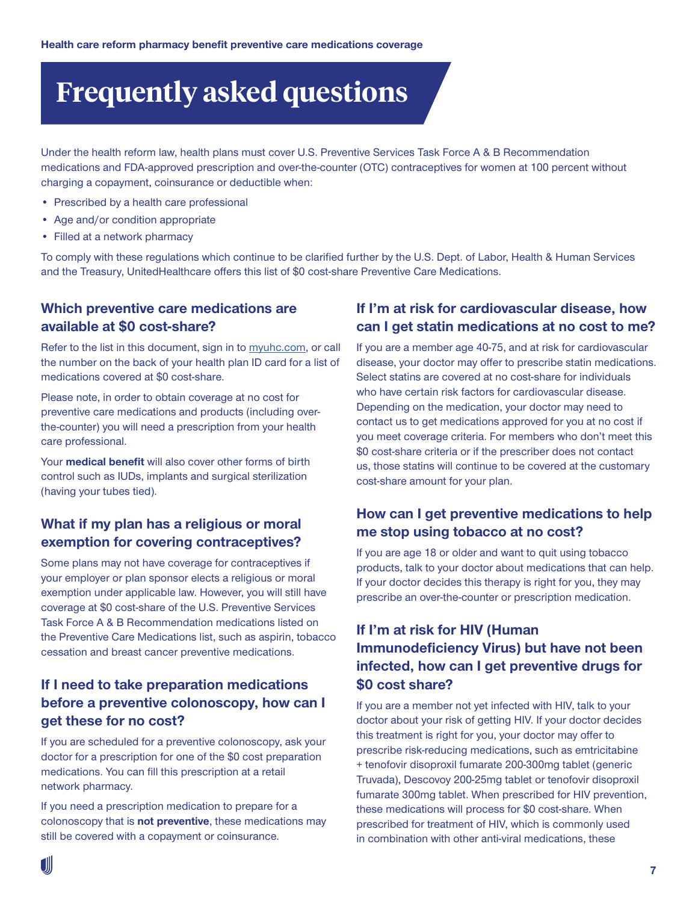# Frequently asked questions

Under the health reform law, health plans must cover U.S. Preventive Services Task Force A & B Recommendation medications and FDA-approved prescription and over-the-counter (OTC) contraceptives for women at 100 percent without charging a copayment, coinsurance or deductible when:

- Prescribed by a health care professional
- Age and/or condition appropriate
- Filled at a network pharmacy

To comply with these regulations which continue to be clarified further by the U.S. Dept. of Labor, Health & Human Services and the Treasury, UnitedHealthcare offers this list of $0 cost-share Preventive Care Medications.

## Which preventive care medications are available at $0 cost-share?

Refer to the list in this document, sign in to myuhc.com, or call the number on the back of your health plan ID card for a list of medications covered at $0 cost-share.

Please note, in order to obtain coverage at no cost for preventive care medications and products (including over-the-counter) you will need a prescription from your health care professional.

Your **medical benefit** will also cover other forms of birth control such as IUDs, implants and surgical sterilization (having your tubes tied).

## What if my plan has a religious or moral exemption for covering contraceptives?

Some plans may not have coverage for contraceptives if your employer or plan sponsor elects a religious or moral exemption under applicable law. However, you will still have coverage at $0 cost-share of the U.S. Preventive Services Task Force A & B Recommendation medications listed on the Preventive Care Medications list, such as aspirin, tobacco cessation and breast cancer preventive medications.

## If I need to take preparation medications before a preventive colonoscopy, how can I get these for no cost?

If you are scheduled for a preventive colonoscopy, ask your doctor for a prescription for one of the $0 cost preparation medications. You can fill this prescription at a retail network pharmacy.

If you need a prescription medication to prepare for a colonoscopy that is **not preventive**, these medications may still be covered with a copayment or coinsurance.

## If I'm at risk for cardiovascular disease, how can I get statin medications at no cost to me?

If you are a member age 40-75, and at risk for cardiovascular disease, your doctor may offer to prescribe statin medications. Select statins are covered at no cost-share for individuals who have certain risk factors for cardiovascular disease. Depending on the medication, your doctor may need to contact us to get medications approved for you at no cost if you meet coverage criteria. For members who don't meet this $0 cost-share criteria or if the prescriber does not contact us, those statins will continue to be covered at the customary cost-share amount for your plan.

## How can I get preventive medications to help me stop using tobacco at no cost?

If you are age 18 or older and want to quit using tobacco products, talk to your doctor about medications that can help. If your doctor decides this therapy is right for you, they may prescribe an over-the-counter or prescription medication.

## If I'm at risk for HIV (Human Immunodeficiency Virus) but have not been infected, how can I get preventive drugs for $0 cost share?

If you are a member not yet infected with HIV, talk to your doctor about your risk of getting HIV. If your doctor decides this treatment is right for you, your doctor may offer to prescribe risk-reducing medications, such as emtricitabine + tenofovir disoproxil fumarate 200-300mg tablet (generic Truvada), Descovoy 200-25mg tablet or tenofovir disoproxil fumarate 300mg tablet. When prescribed for HIV prevention, these medications will process for $0 cost-share. When prescribed for treatment of HIV, which is commonly used in combination with other anti-viral medications, these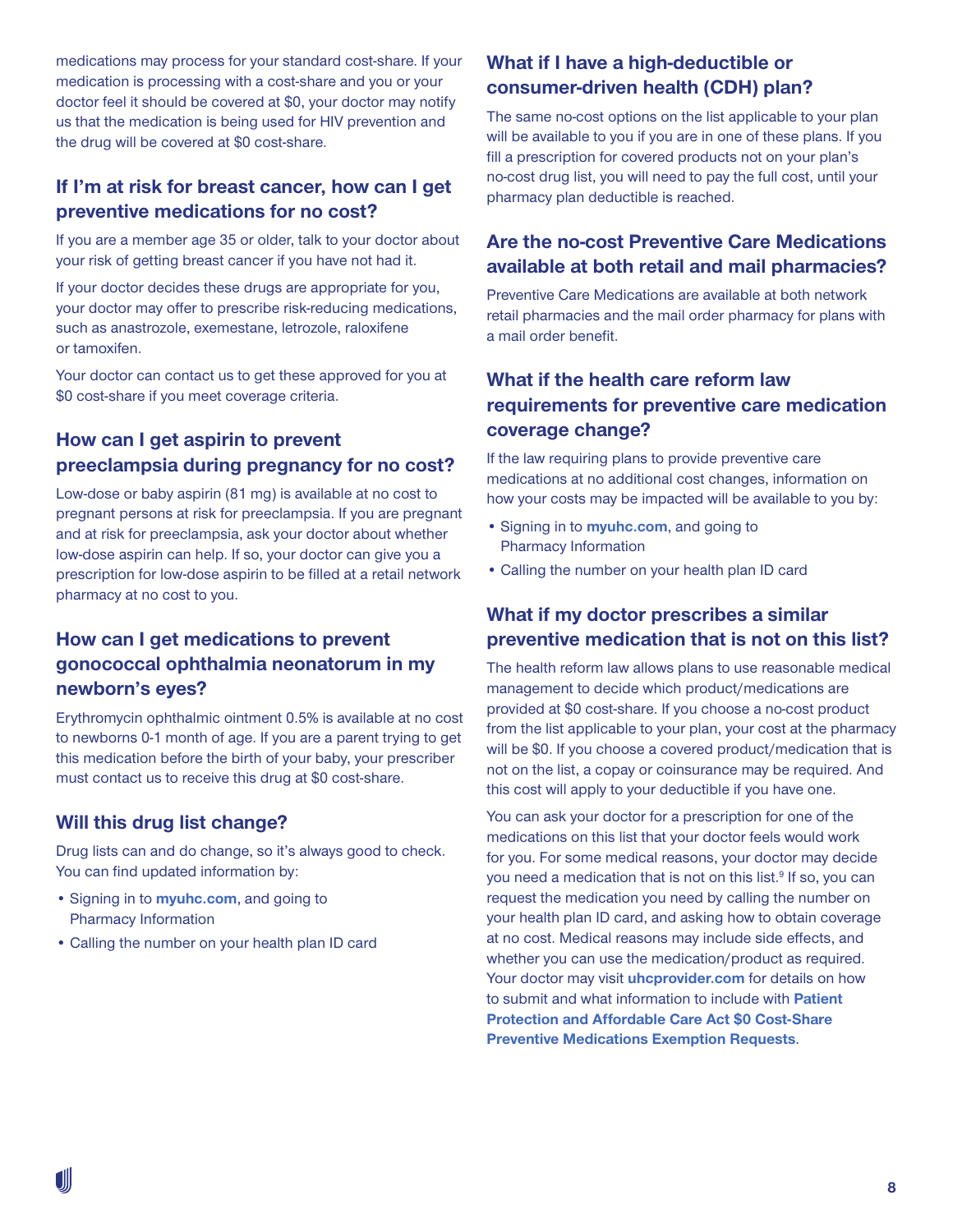medications may process for your standard cost-share. If your medication is processing with a cost-share and you or your doctor feel it should be covered at $0, your doctor may notify us that the medication is being used for HIV prevention and the drug will be covered at $0 cost-share.

## If I'm at risk for breast cancer, how can I get preventive medications for no cost?

If you are a member age 35 or older, talk to your doctor about your risk of getting breast cancer if you have not had it.

If your doctor decides these drugs are appropriate for you, your doctor may offer to prescribe risk-reducing medications, such as anastrozole, exemestane, letrozole, raloxifene or tamoxifen.

Your doctor can contact us to get these approved for you at $0 cost-share if you meet coverage criteria.

## How can I get aspirin to prevent preeclampsia during pregnancy for no cost?

Low-dose or baby aspirin (81 mg) is available at no cost to pregnant persons at risk for preeclampsia. If you are pregnant and at risk for preeclampsia, ask your doctor about whether low-dose aspirin can help. If so, your doctor can give you a prescription for low-dose aspirin to be filled at a retail network pharmacy at no cost to you.

## How can I get medications to prevent gonococcal ophthalmia neonatorum in my newborn's eyes?

Erythromycin ophthalmic ointment 0.5% is available at no cost to newborns 0-1 month of age. If you are a parent trying to get this medication before the birth of your baby, your prescriber must contact us to receive this drug at $0 cost-share.

## Will this drug list change?

Drug lists can and do change, so it's always good to check. You can find updated information by:

- Signing in to **myuhc.com**, and going to Pharmacy Information
- Calling the number on your health plan ID card

## What if I have a high-deductible or consumer-driven health (CDH) plan?

The same no-cost options on the list applicable to your plan will be available to you if you are in one of these plans. If you fill a prescription for covered products not on your plan's no-cost drug list, you will need to pay the full cost, until your pharmacy plan deductible is reached.

## Are the no-cost Preventive Care Medications available at both retail and mail pharmacies?

Preventive Care Medications are available at both network retail pharmacies and the mail order pharmacy for plans with a mail order benefit.

## What if the health care reform law requirements for preventive care medication coverage change?

If the law requiring plans to provide preventive care medications at no additional cost changes, information on how your costs may be impacted will be available to you by:

- Signing in to **myuhc.com**, and going to Pharmacy Information
- Calling the number on your health plan ID card

## What if my doctor prescribes a similar preventive medication that is not on this list?

The health reform law allows plans to use reasonable medical management to decide which product/medications are provided at $0 cost-share. If you choose a no-cost product from the list applicable to your plan, your cost at the pharmacy will be $0. If you choose a covered product/medication that is not on the list, a copay or coinsurance may be required. And this cost will apply to your deductible if you have one.

You can ask your doctor for a prescription for one of the medications on this list that your doctor feels would work for you. For some medical reasons, your doctor may decide you need a medication that is not on this list.[9] If so, you can request the medication you need by calling the number on your health plan ID card, and asking how to obtain coverage at no cost. Medical reasons may include side effects, and whether you can use the medication/product as required. Your doctor may visit **uhcprovider.com** for details on how to submit and what information to include with **Patient Protection and Affordable Care Act $0 Cost-Share Preventive Medications Exemption Requests**.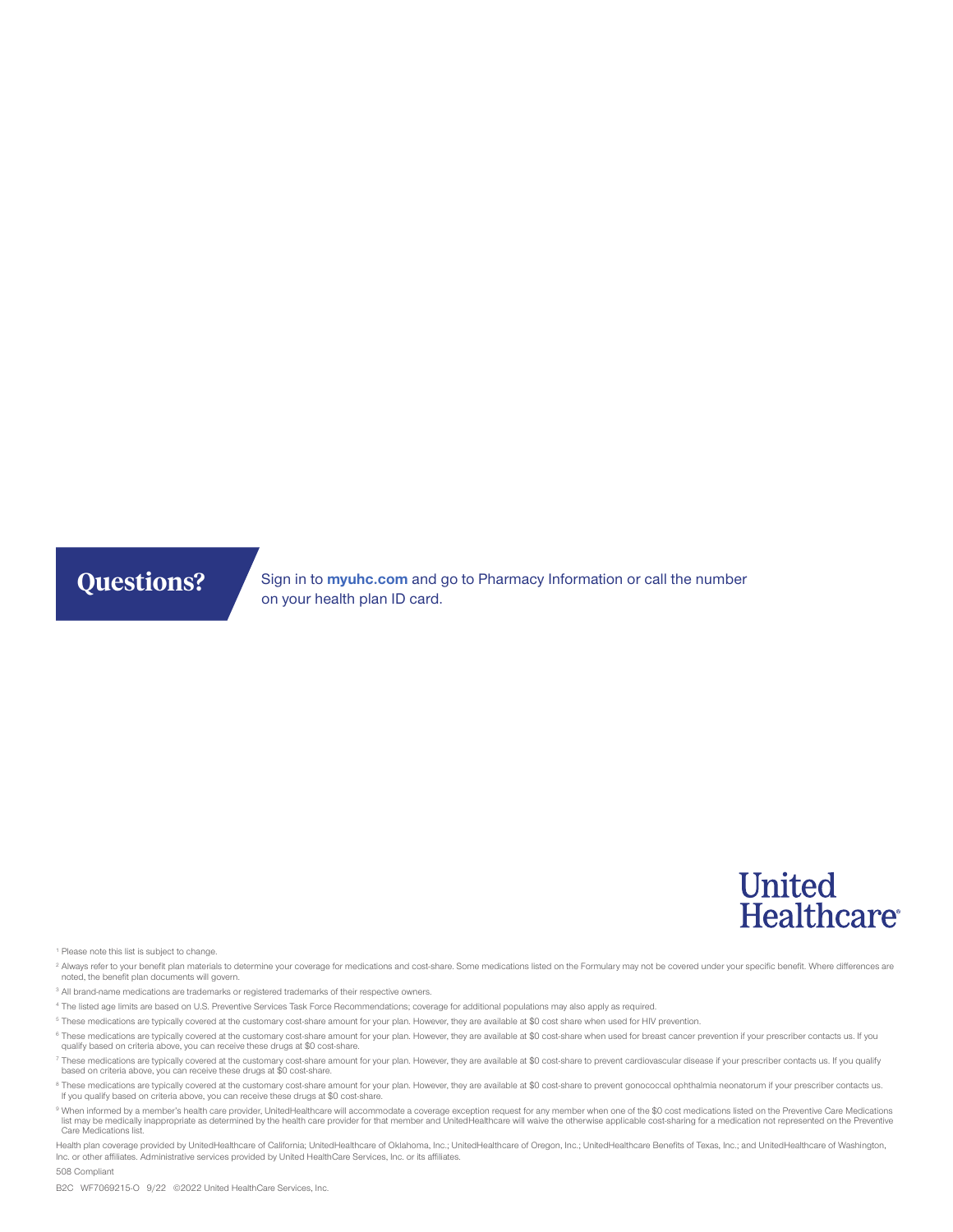**Questions?**

Sign in to **myuhc.com** and go to Pharmacy Information or call the number on your health plan ID card.

United Healthcare®

[1] Please note this list is subject to change.

[2] Always refer to your benefit plan materials to determine your coverage for medications and cost-share. Some medications listed on the Formulary may not be covered under your specific benefit. Where differences are noted, the benefit plan documents will govern.

[3] All brand-name medications are trademarks or registered trademarks of their respective owners.

[4] The listed age limits are based on U.S. Preventive Services Task Force Recommendations; coverage for additional populations may also apply as required.

[5] These medications are typically covered at the customary cost-share amount for your plan. However, they are available at $0 cost share when used for HIV prevention.

[6] These medications are typically covered at the customary cost-share amount for your plan. However, they are available at $0 cost-share when used for breast cancer prevention if your prescriber contacts us. If you qualify based on criteria above, you can receive these drugs at $0 cost-share.

[7] These medications are typically covered at the customary cost-share amount for your plan. However, they are available at $0 cost-share to prevent cardiovascular disease if your prescriber contacts us. If you qualify based on criteria above, you can receive these drugs at $0 cost-share.

[8] These medications are typically covered at the customary cost-share amount for your plan. However, they are available at $0 cost-share to prevent gonococcal ophthalmia neonatorum if your prescriber contacts us. If you qualify based on criteria above, you can receive these drugs at $0 cost-share.

[9] When informed by a member's health care provider, UnitedHealthcare will accommodate a coverage exception request for any member when one of the $0 cost medications listed on the Preventive Care Medications list may be medically inappropriate as determined by the health care provider for that member and UnitedHealthcare will waive the otherwise applicable cost-sharing for a medication not represented on the Preventive Care Medications list.

Health plan coverage provided by UnitedHealthcare of California; UnitedHealthcare of Oklahoma, Inc.; UnitedHealthcare of Oregon, Inc.; UnitedHealthcare Benefits of Texas, Inc.; and UnitedHealthcare of Washington, Inc. or other affiliates. Administrative services provided by United HealthCare Services, Inc. or its affiliates.

508 Compliant

B2C WF7069215-O 9/22 ©2022 United HealthCare Services, Inc.